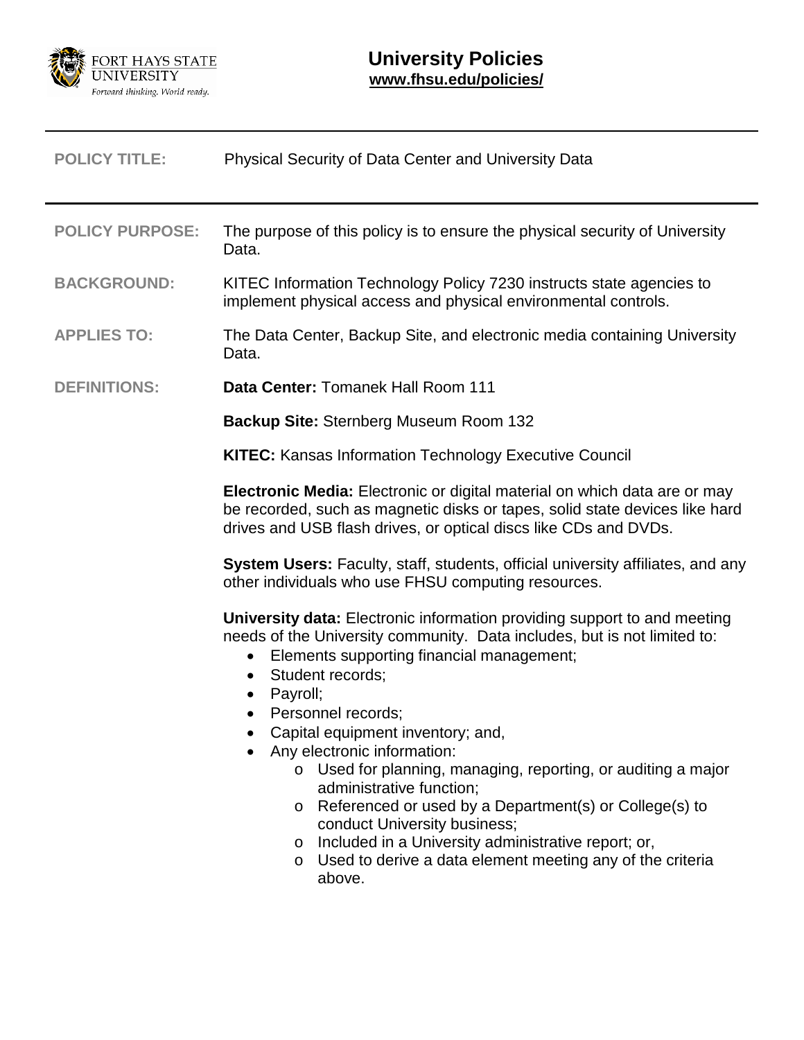FORT HAYS STATE UNIVERSITY
*Forward thinking. World ready.*

# University Policies

**www.fhsu.edu/policies/**

---

**POLICY TITLE:** Physical Security of Data Center and University Data

---

**POLICY PURPOSE:** The purpose of this policy is to ensure the physical security of University Data.

**BACKGROUND:** KITEC Information Technology Policy 7230 instructs state agencies to implement physical access and physical environmental controls.

**APPLIES TO:** The Data Center, Backup Site, and electronic media containing University Data.

**DEFINITIONS:**

**Data Center:** Tomanek Hall Room 111

**Backup Site:** Sternberg Museum Room 132

**KITEC:** Kansas Information Technology Executive Council

**Electronic Media:** Electronic or digital material on which data are or may be recorded, such as magnetic disks or tapes, solid state devices like hard drives and USB flash drives, or optical discs like CDs and DVDs.

**System Users:** Faculty, staff, students, official university affiliates, and any other individuals who use FHSU computing resources.

**University data:** Electronic information providing support to and meeting needs of the University community. Data includes, but is not limited to:

- Elements supporting financial management;
- Student records;
- Payroll;
- Personnel records;
- Capital equipment inventory; and,
- Any electronic information:
  - Used for planning, managing, reporting, or auditing a major administrative function;
  - Referenced or used by a Department(s) or College(s) to conduct University business;
  - Included in a University administrative report; or,
  - Used to derive a data element meeting any of the criteria above.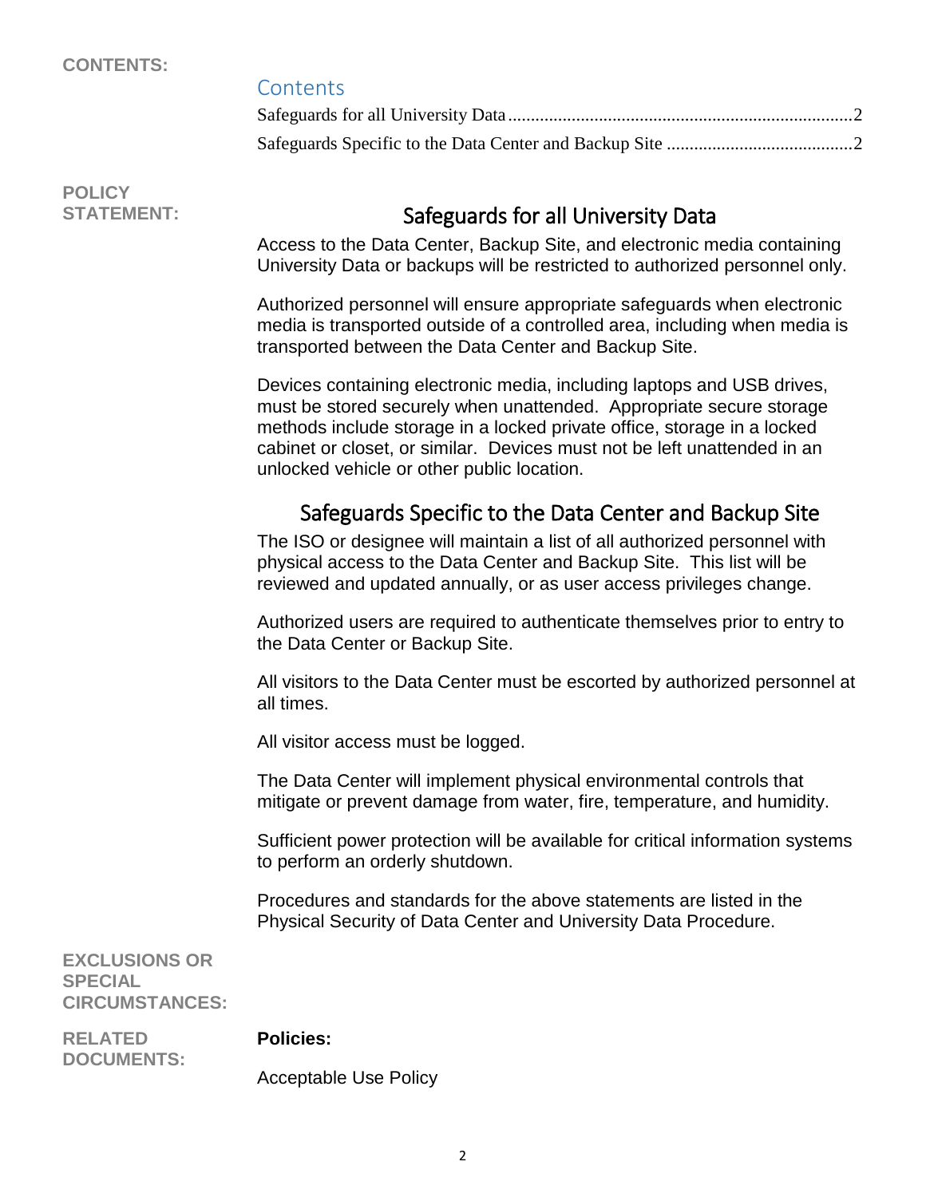**CONTENTS:**

## Contents

Safeguards for all University Data ........................................................................ 2

Safeguards Specific to the Data Center and Backup Site ........................................ 2

**POLICY STATEMENT:**

## Safeguards for all University Data

Access to the Data Center, Backup Site, and electronic media containing University Data or backups will be restricted to authorized personnel only.

Authorized personnel will ensure appropriate safeguards when electronic media is transported outside of a controlled area, including when media is transported between the Data Center and Backup Site.

Devices containing electronic media, including laptops and USB drives, must be stored securely when unattended. Appropriate secure storage methods include storage in a locked private office, storage in a locked cabinet or closet, or similar. Devices must not be left unattended in an unlocked vehicle or other public location.

## Safeguards Specific to the Data Center and Backup Site

The ISO or designee will maintain a list of all authorized personnel with physical access to the Data Center and Backup Site. This list will be reviewed and updated annually, or as user access privileges change.

Authorized users are required to authenticate themselves prior to entry to the Data Center or Backup Site.

All visitors to the Data Center must be escorted by authorized personnel at all times.

All visitor access must be logged.

The Data Center will implement physical environmental controls that mitigate or prevent damage from water, fire, temperature, and humidity.

Sufficient power protection will be available for critical information systems to perform an orderly shutdown.

Procedures and standards for the above statements are listed in the Physical Security of Data Center and University Data Procedure.

**EXCLUSIONS OR SPECIAL CIRCUMSTANCES:**

**RELATED DOCUMENTS:**

**Policies:**

Acceptable Use Policy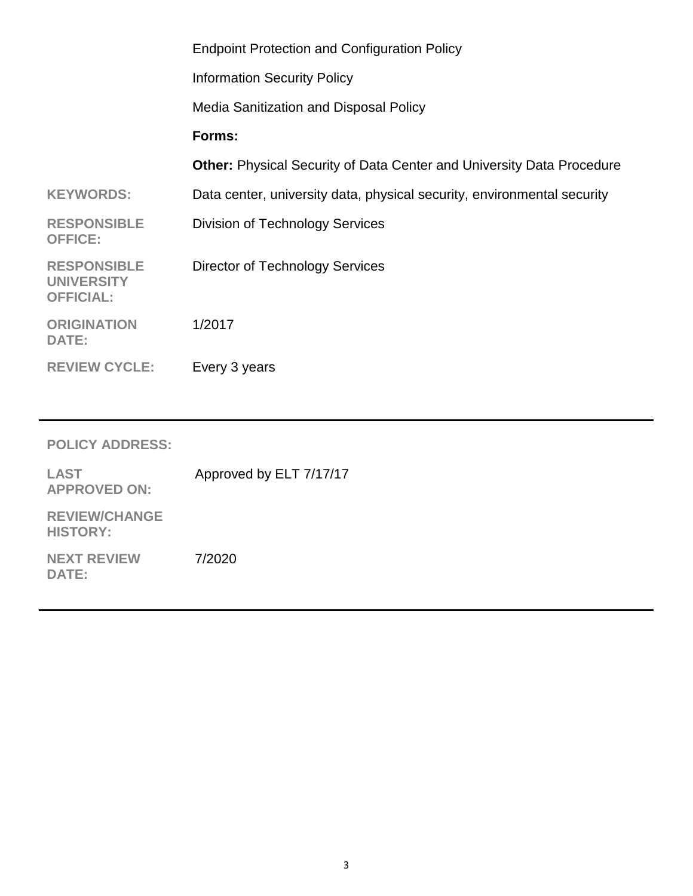| | |
|---|---|
| | Endpoint Protection and Configuration Policy |
| | Information Security Policy |
| | Media Sanitization and Disposal Policy |
| | **Forms:** |
| | **Other:** Physical Security of Data Center and University Data Procedure |
| **KEYWORDS:** | Data center, university data, physical security, environmental security |
| **RESPONSIBLE OFFICE:** | Division of Technology Services |
| **RESPONSIBLE UNIVERSITY OFFICIAL:** | Director of Technology Services |
| **ORIGINATION DATE:** | 1/2017 |
| **REVIEW CYCLE:** | Every 3 years |

---

| | |
|---|---|
| **POLICY ADDRESS:** | |
| **LAST APPROVED ON:** | Approved by ELT 7/17/17 |
| **REVIEW/CHANGE HISTORY:** | |
| **NEXT REVIEW DATE:** | 7/2020 |

---